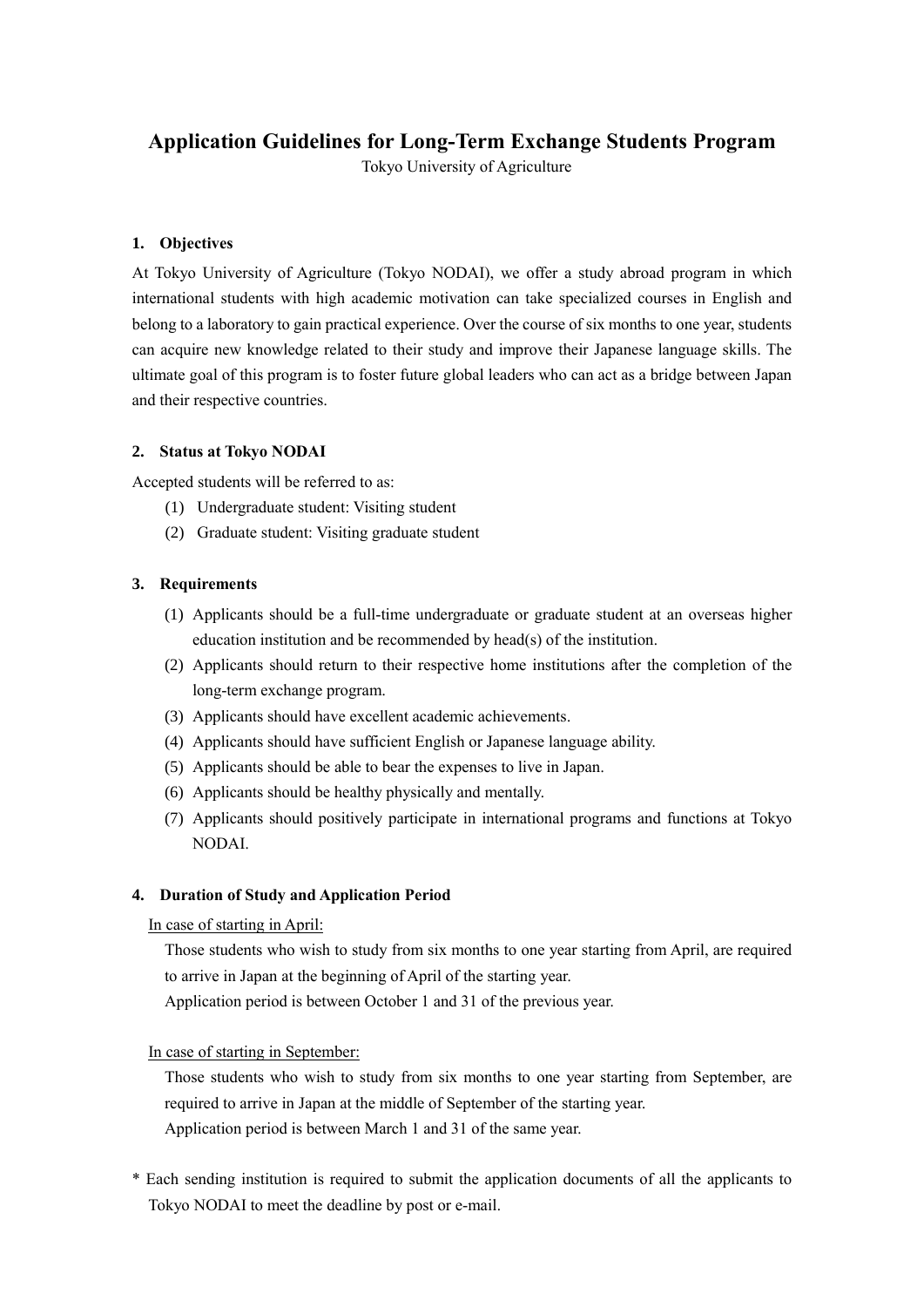# Application Guidelines for Long-Term Exchange Students Program

Tokyo University of Agriculture

## 1. Objectives

At Tokyo University of Agriculture (Tokyo NODAI), we offer a study abroad program in which international students with high academic motivation can take specialized courses in English and belong to a laboratory to gain practical experience. Over the course of six months to one year, students can acquire new knowledge related to their study and improve their Japanese language skills. The ultimate goal of this program is to foster future global leaders who can act as a bridge between Japan and their respective countries.

## 2. Status at Tokyo NODAI

Accepted students will be referred to as:

(1) Undergraduate student: Visiting student
(2) Graduate student: Visiting graduate student

## 3. Requirements

(1) Applicants should be a full-time undergraduate or graduate student at an overseas higher education institution and be recommended by head(s) of the institution.
(2) Applicants should return to their respective home institutions after the completion of the long-term exchange program.
(3) Applicants should have excellent academic achievements.
(4) Applicants should have sufficient English or Japanese language ability.
(5) Applicants should be able to bear the expenses to live in Japan.
(6) Applicants should be healthy physically and mentally.
(7) Applicants should positively participate in international programs and functions at Tokyo NODAI.

## 4. Duration of Study and Application Period

<u>In case of starting in April:</u>

Those students who wish to study from six months to one year starting from April, are required to arrive in Japan at the beginning of April of the starting year.
Application period is between October 1 and 31 of the previous year.

<u>In case of starting in September:</u>

Those students who wish to study from six months to one year starting from September, are required to arrive in Japan at the middle of September of the starting year.
Application period is between March 1 and 31 of the same year.

* Each sending institution is required to submit the application documents of all the applicants to Tokyo NODAI to meet the deadline by post or e-mail.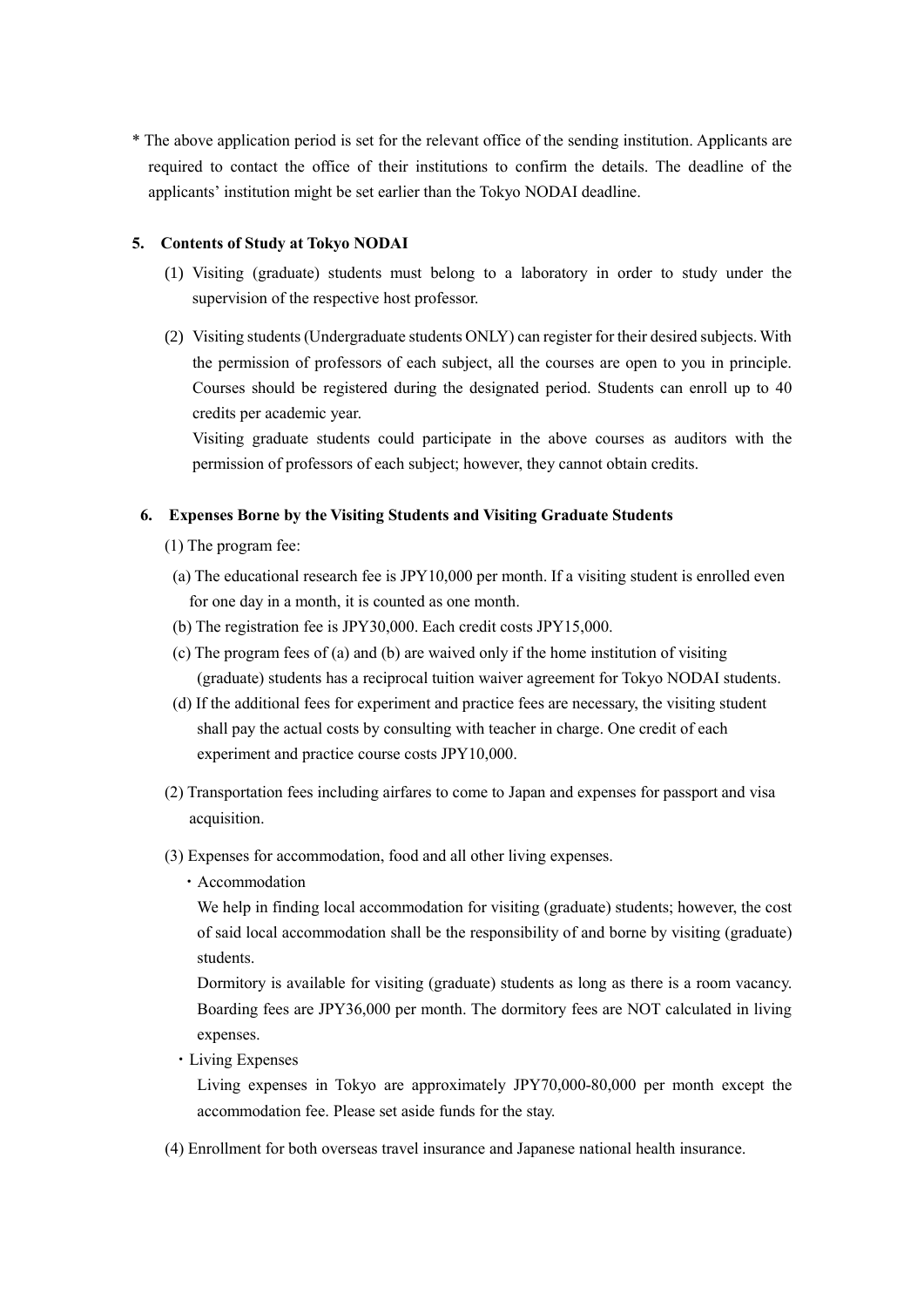\* The above application period is set for the relevant office of the sending institution. Applicants are required to contact the office of their institutions to confirm the details. The deadline of the applicants' institution might be set earlier than the Tokyo NODAI deadline.

## 5. Contents of Study at Tokyo NODAI

(1) Visiting (graduate) students must belong to a laboratory in order to study under the supervision of the respective host professor.

(2) Visiting students (Undergraduate students ONLY) can register for their desired subjects. With the permission of professors of each subject, all the courses are open to you in principle. Courses should be registered during the designated period. Students can enroll up to 40 credits per academic year.

Visiting graduate students could participate in the above courses as auditors with the permission of professors of each subject; however, they cannot obtain credits.

## 6. Expenses Borne by the Visiting Students and Visiting Graduate Students

(1) The program fee:

(a) The educational research fee is JPY10,000 per month. If a visiting student is enrolled even for one day in a month, it is counted as one month.

(b) The registration fee is JPY30,000. Each credit costs JPY15,000.

(c) The program fees of (a) and (b) are waived only if the home institution of visiting (graduate) students has a reciprocal tuition waiver agreement for Tokyo NODAI students.

(d) If the additional fees for experiment and practice fees are necessary, the visiting student shall pay the actual costs by consulting with teacher in charge. One credit of each experiment and practice course costs JPY10,000.

(2) Transportation fees including airfares to come to Japan and expenses for passport and visa acquisition.

(3) Expenses for accommodation, food and all other living expenses.

・Accommodation

We help in finding local accommodation for visiting (graduate) students; however, the cost of said local accommodation shall be the responsibility of and borne by visiting (graduate) students.

Dormitory is available for visiting (graduate) students as long as there is a room vacancy. Boarding fees are JPY36,000 per month. The dormitory fees are NOT calculated in living expenses.

・Living Expenses

Living expenses in Tokyo are approximately JPY70,000-80,000 per month except the accommodation fee. Please set aside funds for the stay.

(4) Enrollment for both overseas travel insurance and Japanese national health insurance.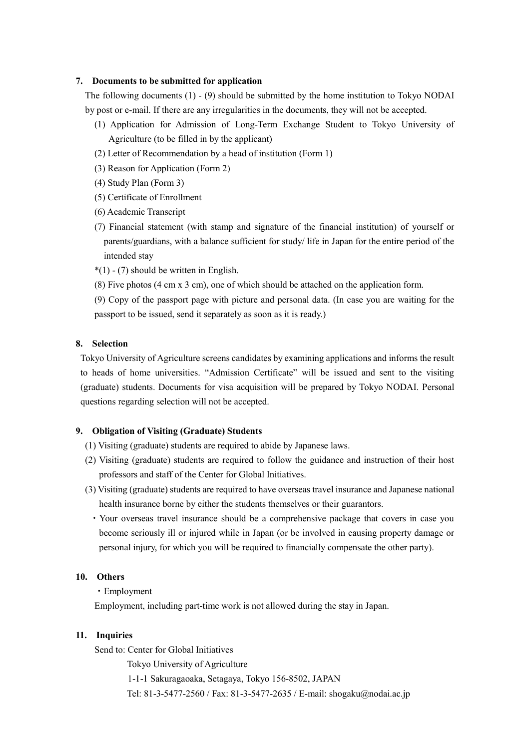## 7. Documents to be submitted for application

The following documents (1) - (9) should be submitted by the home institution to Tokyo NODAI by post or e-mail. If there are any irregularities in the documents, they will not be accepted.

(1) Application for Admission of Long-Term Exchange Student to Tokyo University of Agriculture (to be filled in by the applicant)

(2) Letter of Recommendation by a head of institution (Form 1)

(3) Reason for Application (Form 2)

(4) Study Plan (Form 3)

(5) Certificate of Enrollment

(6) Academic Transcript

(7) Financial statement (with stamp and signature of the financial institution) of yourself or parents/guardians, with a balance sufficient for study/ life in Japan for the entire period of the intended stay

*(1) - (7) should be written in English.

(8) Five photos (4 cm x 3 cm), one of which should be attached on the application form.

(9) Copy of the passport page with picture and personal data. (In case you are waiting for the passport to be issued, send it separately as soon as it is ready.)

## 8. Selection

Tokyo University of Agriculture screens candidates by examining applications and informs the result to heads of home universities. "Admission Certificate" will be issued and sent to the visiting (graduate) students. Documents for visa acquisition will be prepared by Tokyo NODAI. Personal questions regarding selection will not be accepted.

## 9. Obligation of Visiting (Graduate) Students

(1) Visiting (graduate) students are required to abide by Japanese laws.

(2) Visiting (graduate) students are required to follow the guidance and instruction of their host professors and staff of the Center for Global Initiatives.

(3) Visiting (graduate) students are required to have overseas travel insurance and Japanese national health insurance borne by either the students themselves or their guarantors.

- Your overseas travel insurance should be a comprehensive package that covers in case you become seriously ill or injured while in Japan (or be involved in causing property damage or personal injury, for which you will be required to financially compensate the other party).

## 10. Others

- Employment

Employment, including part-time work is not allowed during the stay in Japan.

## 11. Inquiries

Send to: Center for Global Initiatives

Tokyo University of Agriculture

1-1-1 Sakuragaoaka, Setagaya, Tokyo 156-8502, JAPAN

Tel: 81-3-5477-2560 / Fax: 81-3-5477-2635 / E-mail: shogaku@nodai.ac.jp